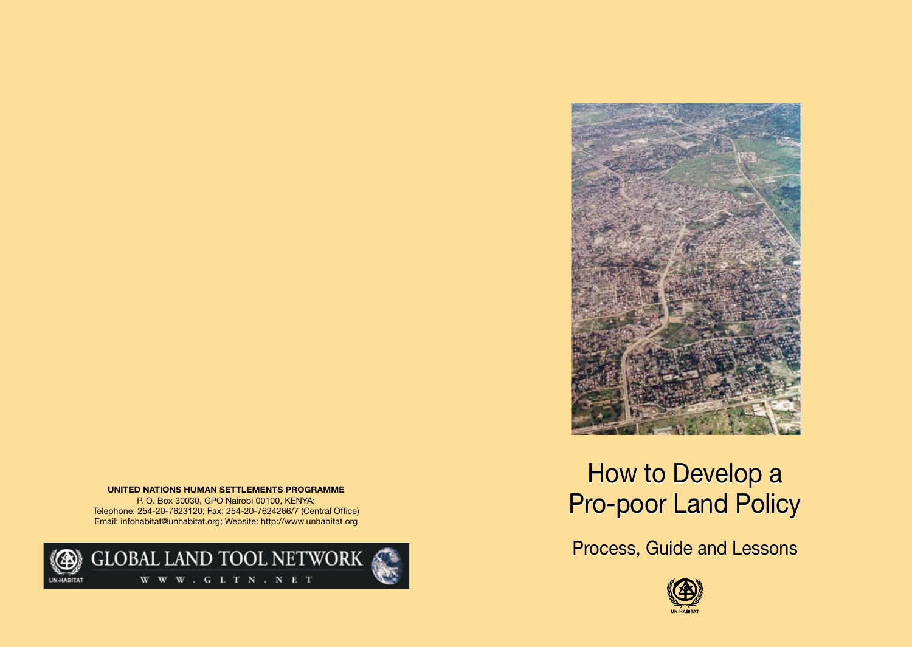# How to Develop a Pro-poor Land Policy

## Process, Guide and Lessons

UN-HABITAT

**UNITED NATIONS HUMAN SETTLEMENTS PROGRAMME**
P. O. Box 30030, GPO Nairobi 00100, KENYA;
Telephone: 254-20-7623120; Fax: 254-20-7624266/7 (Central Office)
Email: infohabitat@unhabitat.org; Website: http://www.unhabitat.org

GLOBAL LAND TOOL NETWORK
WWW.GLTN.NET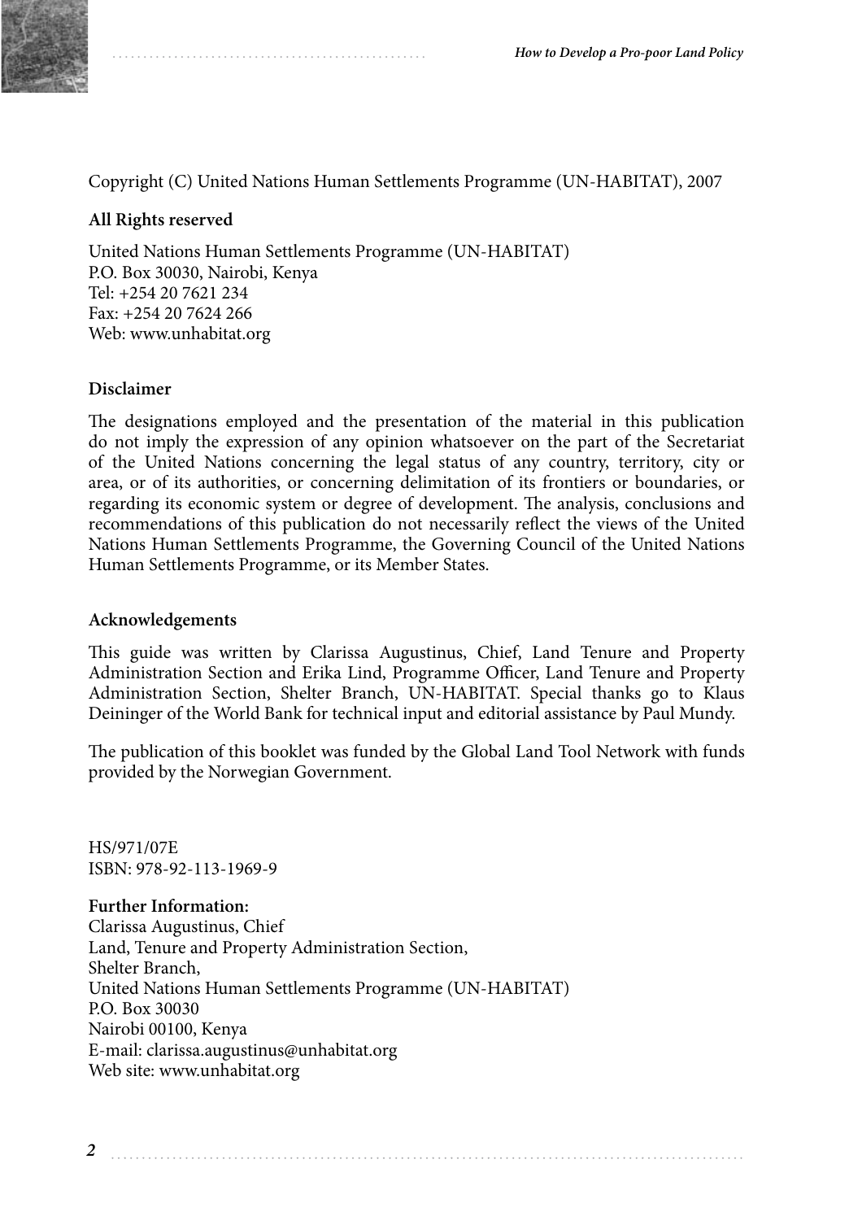Copyright (C) United Nations Human Settlements Programme (UN-HABITAT), 2007

**All Rights reserved**

United Nations Human Settlements Programme (UN-HABITAT)
P.O. Box 30030, Nairobi, Kenya
Tel: +254 20 7621 234
Fax: +254 20 7624 266
Web: www.unhabitat.org

**Disclaimer**

The designations employed and the presentation of the material in this publication do not imply the expression of any opinion whatsoever on the part of the Secretariat of the United Nations concerning the legal status of any country, territory, city or area, or of its authorities, or concerning delimitation of its frontiers or boundaries, or regarding its economic system or degree of development. The analysis, conclusions and recommendations of this publication do not necessarily reflect the views of the United Nations Human Settlements Programme, the Governing Council of the United Nations Human Settlements Programme, or its Member States.

**Acknowledgements**

This guide was written by Clarissa Augustinus, Chief, Land Tenure and Property Administration Section and Erika Lind, Programme Officer, Land Tenure and Property Administration Section, Shelter Branch, UN-HABITAT. Special thanks go to Klaus Deininger of the World Bank for technical input and editorial assistance by Paul Mundy.

The publication of this booklet was funded by the Global Land Tool Network with funds provided by the Norwegian Government.

HS/971/07E
ISBN: 978-92-113-1969-9

**Further Information:**
Clarissa Augustinus, Chief
Land, Tenure and Property Administration Section,
Shelter Branch,
United Nations Human Settlements Programme (UN-HABITAT)
P.O. Box 30030
Nairobi 00100, Kenya
E-mail: clarissa.augustinus@unhabitat.org
Web site: www.unhabitat.org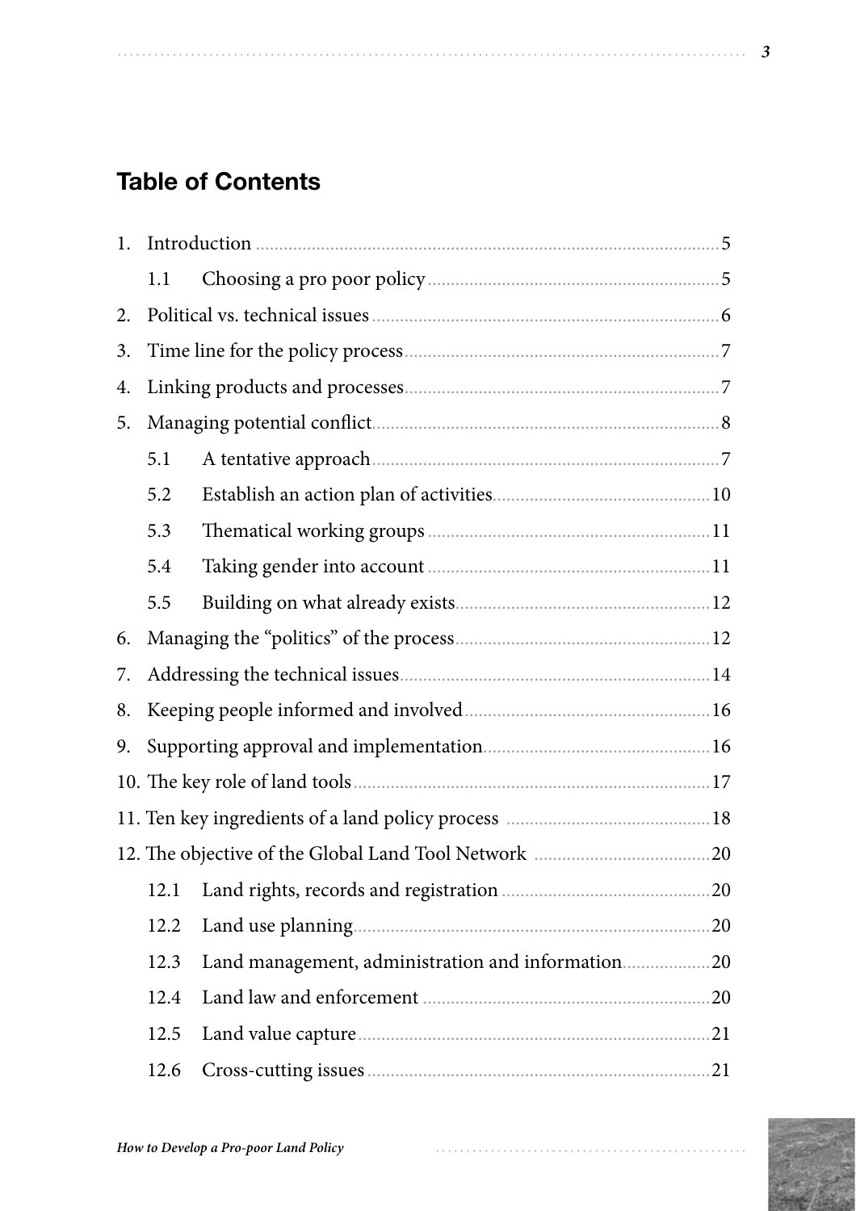## Table of Contents

1. Introduction ... 5
   - 1.1 Choosing a pro poor policy ... 5
2. Political vs. technical issues ... 6
3. Time line for the policy process ... 7
4. Linking products and processes ... 7
5. Managing potential conflict ... 8
   - 5.1 A tentative approach ... 7
   - 5.2 Establish an action plan of activities ... 10
   - 5.3 Thematical working groups ... 11
   - 5.4 Taking gender into account ... 11
   - 5.5 Building on what already exists ... 12
6. Managing the "politics" of the process ... 12
7. Addressing the technical issues ... 14
8. Keeping people informed and involved ... 16
9. Supporting approval and implementation ... 16
10. The key role of land tools ... 17
11. Ten key ingredients of a land policy process ... 18
12. The objective of the Global Land Tool Network ... 20
    - 12.1 Land rights, records and registration ... 20
    - 12.2 Land use planning ... 20
    - 12.3 Land management, administration and information ... 20
    - 12.4 Land law and enforcement ... 20
    - 12.5 Land value capture ... 21
    - 12.6 Cross-cutting issues ... 21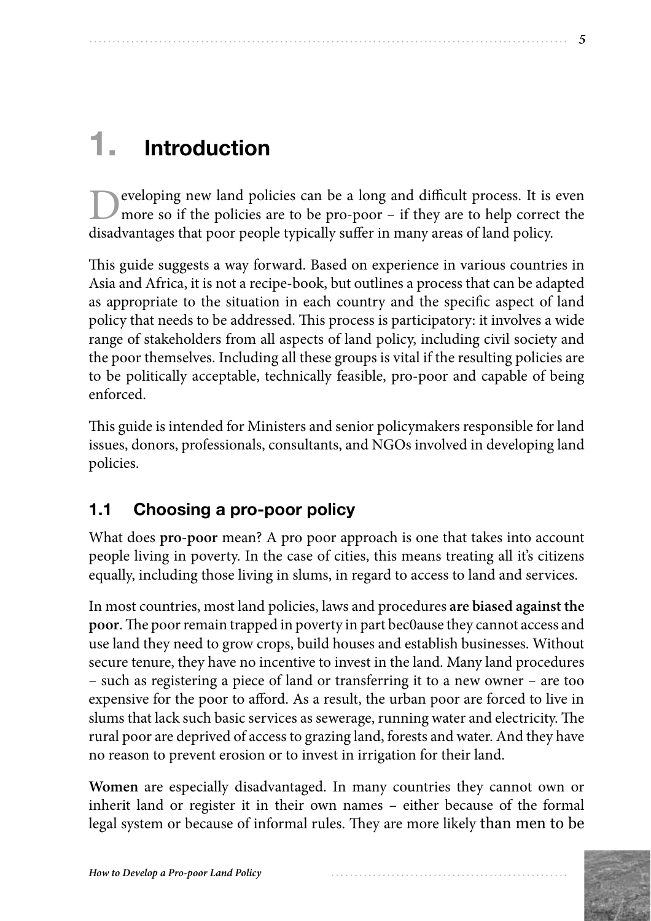# 1. Introduction

Developing new land policies can be a long and difficult process. It is even more so if the policies are to be pro-poor – if they are to help correct the disadvantages that poor people typically suffer in many areas of land policy.

This guide suggests a way forward. Based on experience in various countries in Asia and Africa, it is not a recipe-book, but outlines a process that can be adapted as appropriate to the situation in each country and the specific aspect of land policy that needs to be addressed. This process is participatory: it involves a wide range of stakeholders from all aspects of land policy, including civil society and the poor themselves. Including all these groups is vital if the resulting policies are to be politically acceptable, technically feasible, pro-poor and capable of being enforced.

This guide is intended for Ministers and senior policymakers responsible for land issues, donors, professionals, consultants, and NGOs involved in developing land policies.

## 1.1 Choosing a pro-poor policy

What does **pro-poor** mean? A pro poor approach is one that takes into account people living in poverty. In the case of cities, this means treating all it's citizens equally, including those living in slums, in regard to access to land and services.

In most countries, most land policies, laws and procedures **are biased against the poor**. The poor remain trapped in poverty in part bec0ause they cannot access and use land they need to grow crops, build houses and establish businesses. Without secure tenure, they have no incentive to invest in the land. Many land procedures – such as registering a piece of land or transferring it to a new owner – are too expensive for the poor to afford. As a result, the urban poor are forced to live in slums that lack such basic services as sewerage, running water and electricity. The rural poor are deprived of access to grazing land, forests and water. And they have no reason to prevent erosion or to invest in irrigation for their land.

**Women** are especially disadvantaged. In many countries they cannot own or inherit land or register it in their own names – either because of the formal legal system or because of informal rules. They are more likely than men to be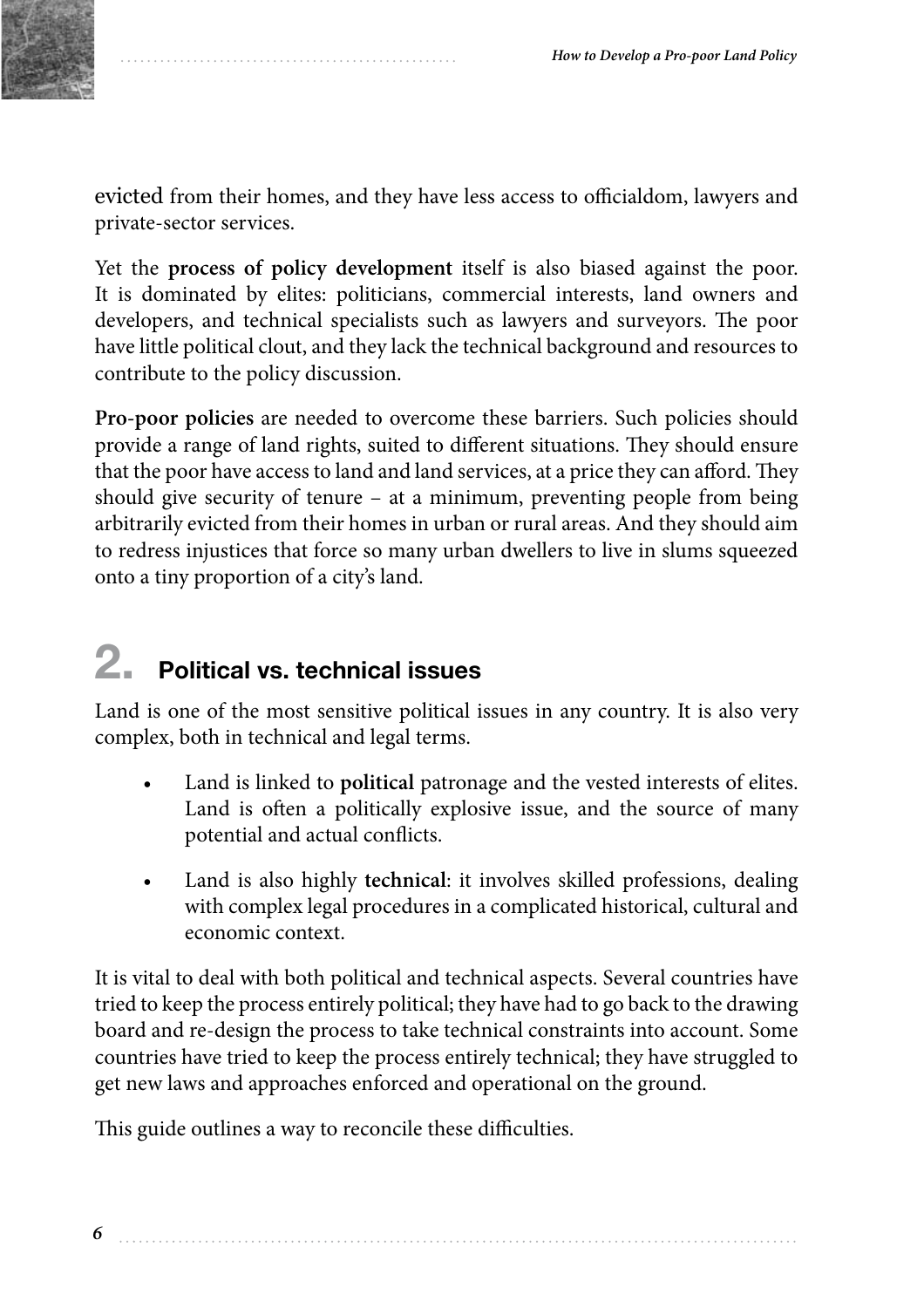evicted from their homes, and they have less access to officialdom, lawyers and private-sector services.

Yet the **process of policy development** itself is also biased against the poor. It is dominated by elites: politicians, commercial interests, land owners and developers, and technical specialists such as lawyers and surveyors. The poor have little political clout, and they lack the technical background and resources to contribute to the policy discussion.

**Pro-poor policies** are needed to overcome these barriers. Such policies should provide a range of land rights, suited to different situations. They should ensure that the poor have access to land and land services, at a price they can afford. They should give security of tenure – at a minimum, preventing people from being arbitrarily evicted from their homes in urban or rural areas. And they should aim to redress injustices that force so many urban dwellers to live in slums squeezed onto a tiny proportion of a city's land.

## 2. Political vs. technical issues

Land is one of the most sensitive political issues in any country. It is also very complex, both in technical and legal terms.

- Land is linked to **political** patronage and the vested interests of elites. Land is often a politically explosive issue, and the source of many potential and actual conflicts.
- Land is also highly **technical**: it involves skilled professions, dealing with complex legal procedures in a complicated historical, cultural and economic context.

It is vital to deal with both political and technical aspects. Several countries have tried to keep the process entirely political; they have had to go back to the drawing board and re-design the process to take technical constraints into account. Some countries have tried to keep the process entirely technical; they have struggled to get new laws and approaches enforced and operational on the ground.

This guide outlines a way to reconcile these difficulties.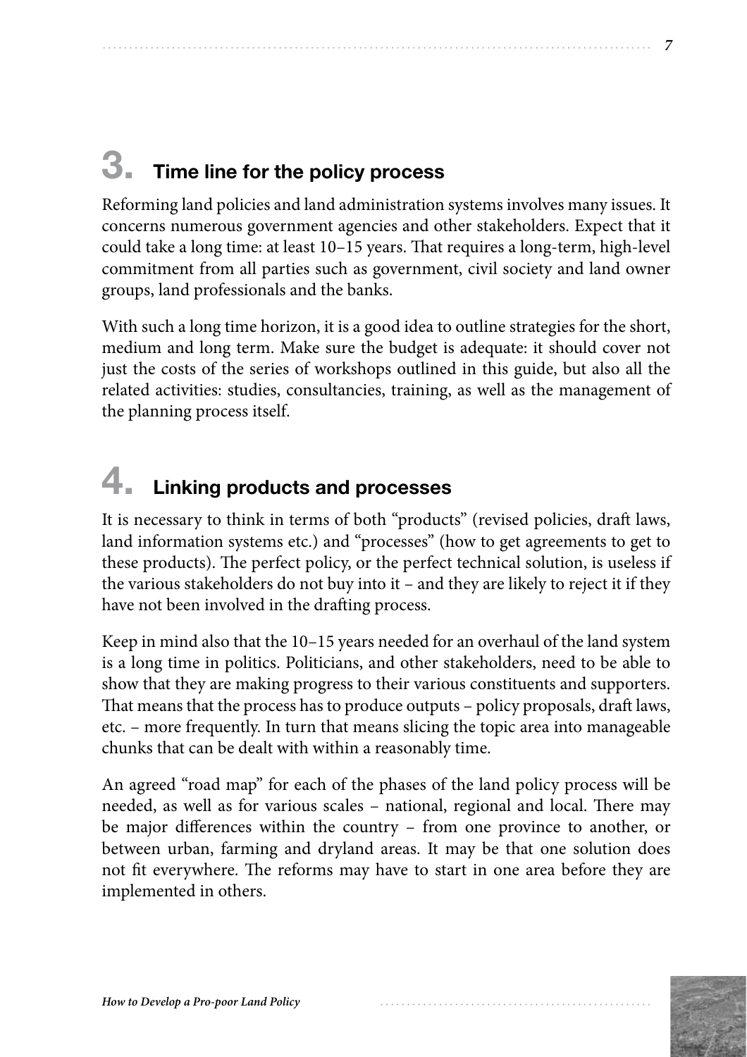## 3. Time line for the policy process

Reforming land policies and land administration systems involves many issues. It concerns numerous government agencies and other stakeholders. Expect that it could take a long time: at least 10–15 years. That requires a long-term, high-level commitment from all parties such as government, civil society and land owner groups, land professionals and the banks.

With such a long time horizon, it is a good idea to outline strategies for the short, medium and long term. Make sure the budget is adequate: it should cover not just the costs of the series of workshops outlined in this guide, but also all the related activities: studies, consultancies, training, as well as the management of the planning process itself.

## 4. Linking products and processes

It is necessary to think in terms of both "products" (revised policies, draft laws, land information systems etc.) and "processes" (how to get agreements to get to these products). The perfect policy, or the perfect technical solution, is useless if the various stakeholders do not buy into it – and they are likely to reject it if they have not been involved in the drafting process.

Keep in mind also that the 10–15 years needed for an overhaul of the land system is a long time in politics. Politicians, and other stakeholders, need to be able to show that they are making progress to their various constituents and supporters. That means that the process has to produce outputs – policy proposals, draft laws, etc. – more frequently. In turn that means slicing the topic area into manageable chunks that can be dealt with within a reasonably time.

An agreed "road map" for each of the phases of the land policy process will be needed, as well as for various scales – national, regional and local. There may be major differences within the country – from one province to another, or between urban, farming and dryland areas. It may be that one solution does not fit everywhere. The reforms may have to start in one area before they are implemented in others.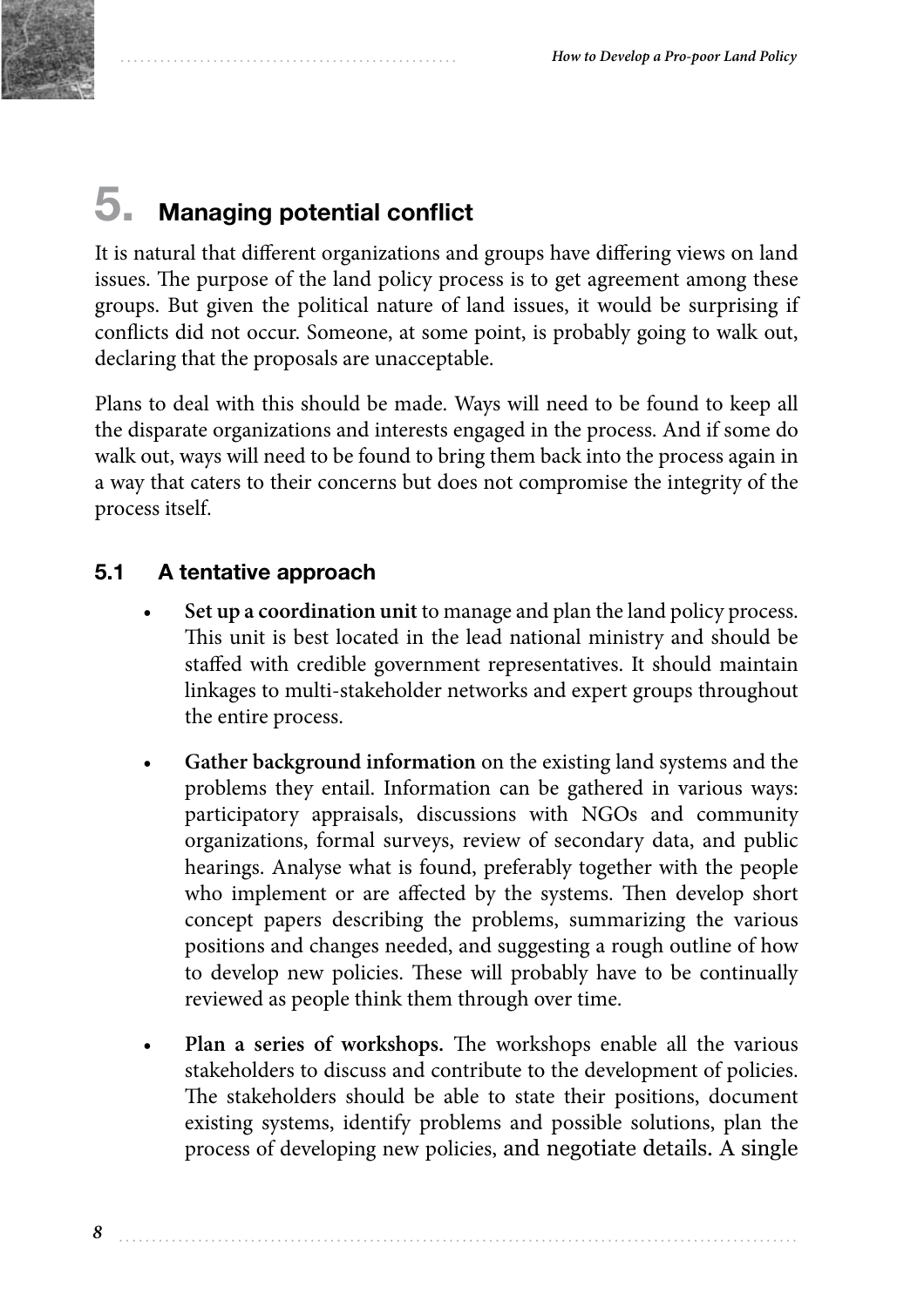# 5. Managing potential conflict

It is natural that different organizations and groups have differing views on land issues. The purpose of the land policy process is to get agreement among these groups. But given the political nature of land issues, it would be surprising if conflicts did not occur. Someone, at some point, is probably going to walk out, declaring that the proposals are unacceptable.

Plans to deal with this should be made. Ways will need to be found to keep all the disparate organizations and interests engaged in the process. And if some do walk out, ways will need to be found to bring them back into the process again in a way that caters to their concerns but does not compromise the integrity of the process itself.

## 5.1 A tentative approach

- **Set up a coordination unit** to manage and plan the land policy process. This unit is best located in the lead national ministry and should be staffed with credible government representatives. It should maintain linkages to multi-stakeholder networks and expert groups throughout the entire process.

- **Gather background information** on the existing land systems and the problems they entail. Information can be gathered in various ways: participatory appraisals, discussions with NGOs and community organizations, formal surveys, review of secondary data, and public hearings. Analyse what is found, preferably together with the people who implement or are affected by the systems. Then develop short concept papers describing the problems, summarizing the various positions and changes needed, and suggesting a rough outline of how to develop new policies. These will probably have to be continually reviewed as people think them through over time.

- **Plan a series of workshops.** The workshops enable all the various stakeholders to discuss and contribute to the development of policies. The stakeholders should be able to state their positions, document existing systems, identify problems and possible solutions, plan the process of developing new policies, and negotiate details. A single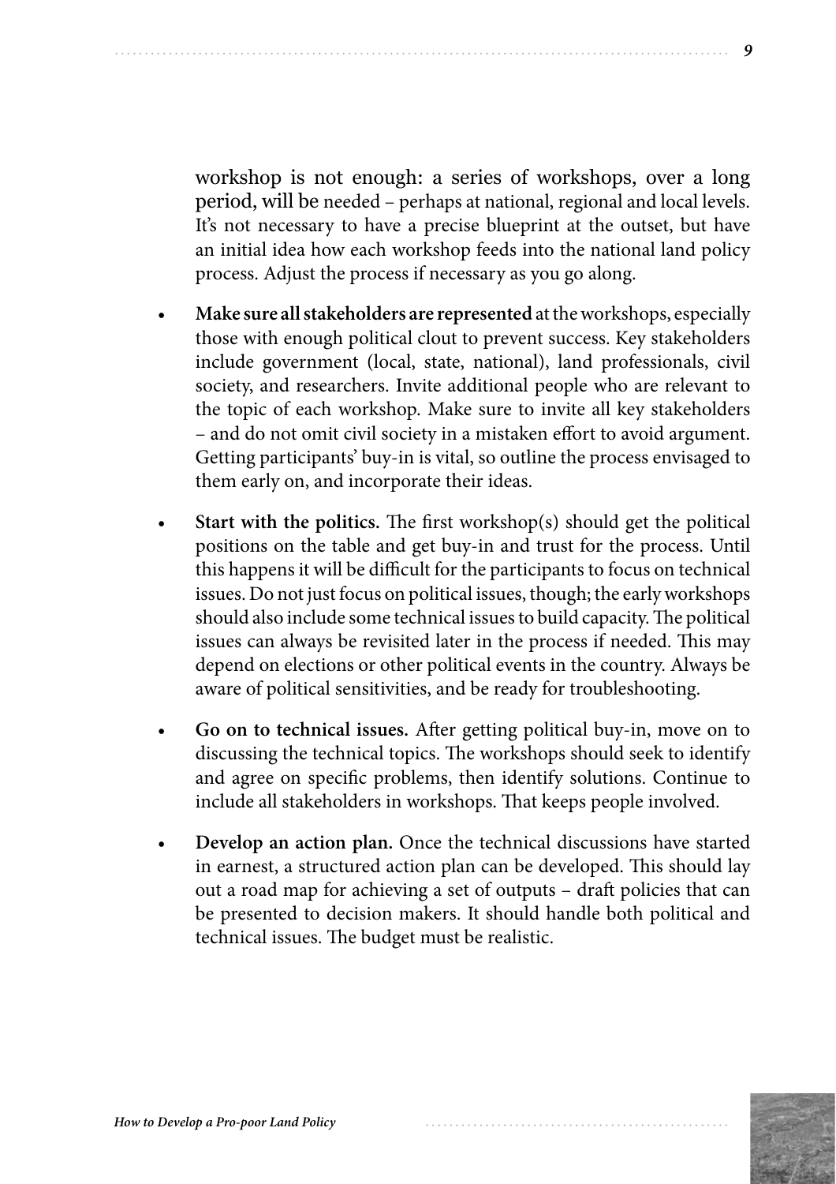workshop is not enough: a series of workshops, over a long period, will be needed – perhaps at national, regional and local levels. It's not necessary to have a precise blueprint at the outset, but have an initial idea how each workshop feeds into the national land policy process. Adjust the process if necessary as you go along.

- **Make sure all stakeholders are represented** at the workshops, especially those with enough political clout to prevent success. Key stakeholders include government (local, state, national), land professionals, civil society, and researchers. Invite additional people who are relevant to the topic of each workshop. Make sure to invite all key stakeholders – and do not omit civil society in a mistaken effort to avoid argument. Getting participants' buy-in is vital, so outline the process envisaged to them early on, and incorporate their ideas.
- **Start with the politics.** The first workshop(s) should get the political positions on the table and get buy-in and trust for the process. Until this happens it will be difficult for the participants to focus on technical issues. Do not just focus on political issues, though; the early workshops should also include some technical issues to build capacity. The political issues can always be revisited later in the process if needed. This may depend on elections or other political events in the country. Always be aware of political sensitivities, and be ready for troubleshooting.
- **Go on to technical issues.** After getting political buy-in, move on to discussing the technical topics. The workshops should seek to identify and agree on specific problems, then identify solutions. Continue to include all stakeholders in workshops. That keeps people involved.
- **Develop an action plan.** Once the technical discussions have started in earnest, a structured action plan can be developed. This should lay out a road map for achieving a set of outputs – draft policies that can be presented to decision makers. It should handle both political and technical issues. The budget must be realistic.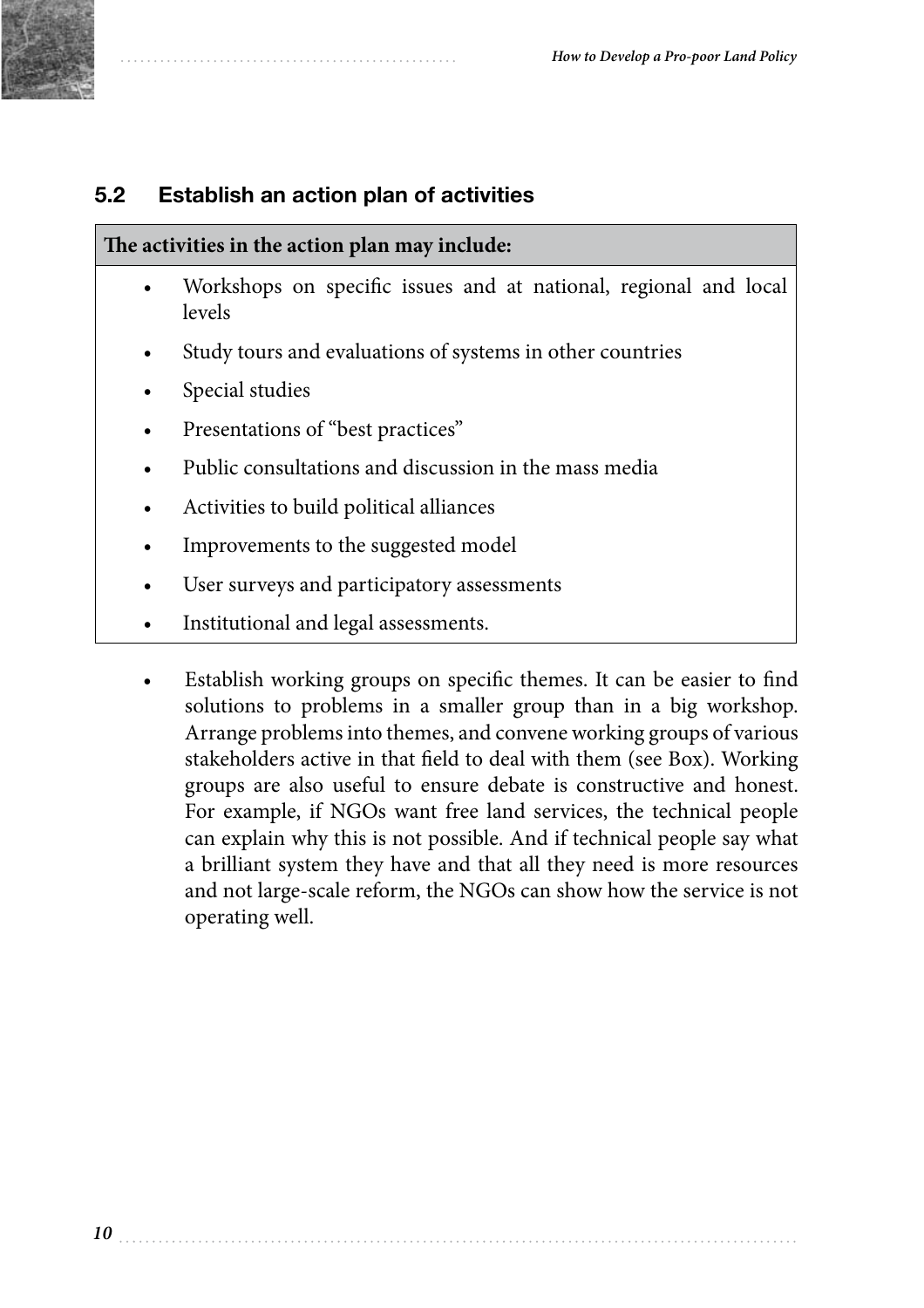## 5.2 Establish an action plan of activities

| The activities in the action plan may include: |
| --- |
| • Workshops on specific issues and at national, regional and local levels<br>• Study tours and evaluations of systems in other countries<br>• Special studies<br>• Presentations of "best practices"<br>• Public consultations and discussion in the mass media<br>• Activities to build political alliances<br>• Improvements to the suggested model<br>• User surveys and participatory assessments<br>• Institutional and legal assessments. |

- Establish working groups on specific themes. It can be easier to find solutions to problems in a smaller group than in a big workshop. Arrange problems into themes, and convene working groups of various stakeholders active in that field to deal with them (see Box). Working groups are also useful to ensure debate is constructive and honest. For example, if NGOs want free land services, the technical people can explain why this is not possible. And if technical people say what a brilliant system they have and that all they need is more resources and not large-scale reform, the NGOs can show how the service is not operating well.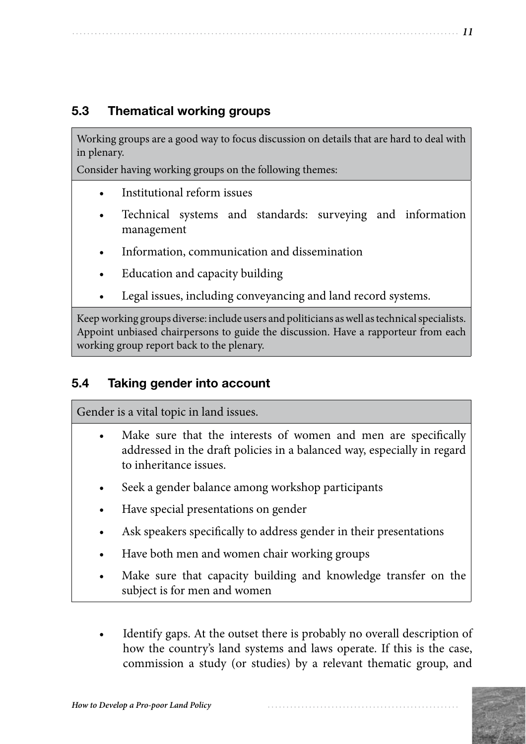## 5.3 Thematical working groups

Working groups are a good way to focus discussion on details that are hard to deal with in plenary.

Consider having working groups on the following themes:

- Institutional reform issues
- Technical systems and standards: surveying and information management
- Information, communication and dissemination
- Education and capacity building
- Legal issues, including conveyancing and land record systems.

Keep working groups diverse: include users and politicians as well as technical specialists. Appoint unbiased chairpersons to guide the discussion. Have a rapporteur from each working group report back to the plenary.

## 5.4 Taking gender into account

Gender is a vital topic in land issues.

- Make sure that the interests of women and men are specifically addressed in the draft policies in a balanced way, especially in regard to inheritance issues.
- Seek a gender balance among workshop participants
- Have special presentations on gender
- Ask speakers specifically to address gender in their presentations
- Have both men and women chair working groups
- Make sure that capacity building and knowledge transfer on the subject is for men and women

- Identify gaps. At the outset there is probably no overall description of how the country's land systems and laws operate. If this is the case, commission a study (or studies) by a relevant thematic group, and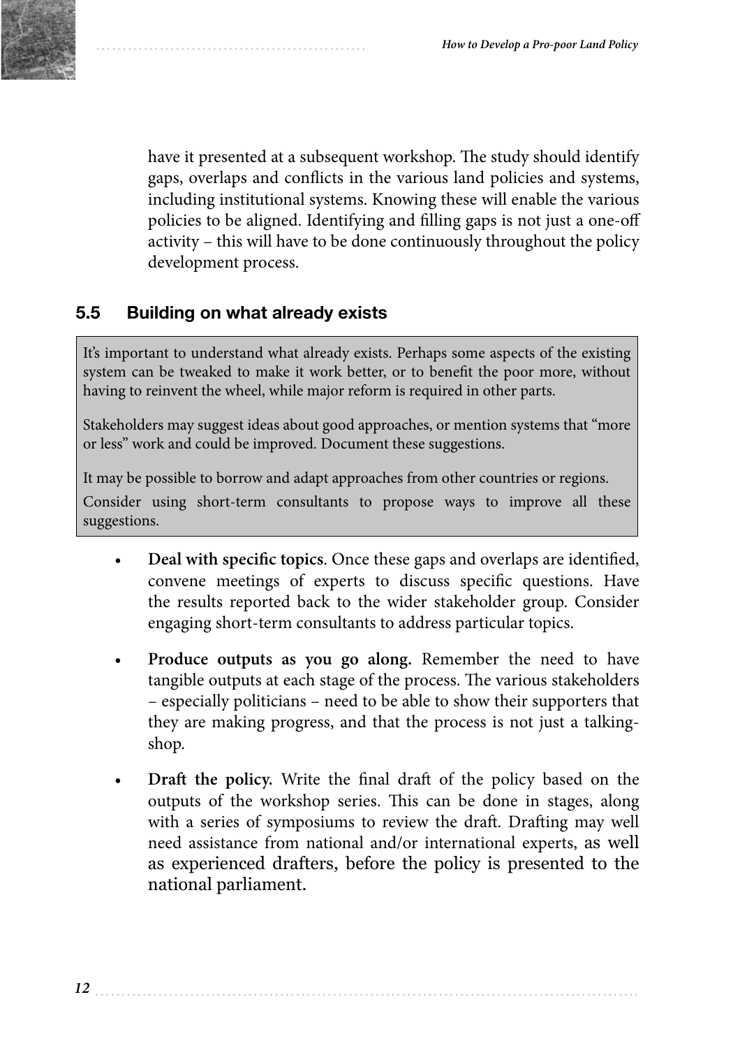have it presented at a subsequent workshop. The study should identify gaps, overlaps and conflicts in the various land policies and systems, including institutional systems. Knowing these will enable the various policies to be aligned. Identifying and filling gaps is not just a one-off activity – this will have to be done continuously throughout the policy development process.

## 5.5 Building on what already exists

> It's important to understand what already exists. Perhaps some aspects of the existing system can be tweaked to make it work better, or to benefit the poor more, without having to reinvent the wheel, while major reform is required in other parts.
>
> Stakeholders may suggest ideas about good approaches, or mention systems that "more or less" work and could be improved. Document these suggestions.
>
> It may be possible to borrow and adapt approaches from other countries or regions.
>
> Consider using short-term consultants to propose ways to improve all these suggestions.

- **Deal with specific topics**. Once these gaps and overlaps are identified, convene meetings of experts to discuss specific questions. Have the results reported back to the wider stakeholder group. Consider engaging short-term consultants to address particular topics.
- **Produce outputs as you go along.** Remember the need to have tangible outputs at each stage of the process. The various stakeholders – especially politicians – need to be able to show their supporters that they are making progress, and that the process is not just a talking-shop.
- **Draft the policy.** Write the final draft of the policy based on the outputs of the workshop series. This can be done in stages, along with a series of symposiums to review the draft. Drafting may well need assistance from national and/or international experts, as well as experienced drafters, before the policy is presented to the national parliament.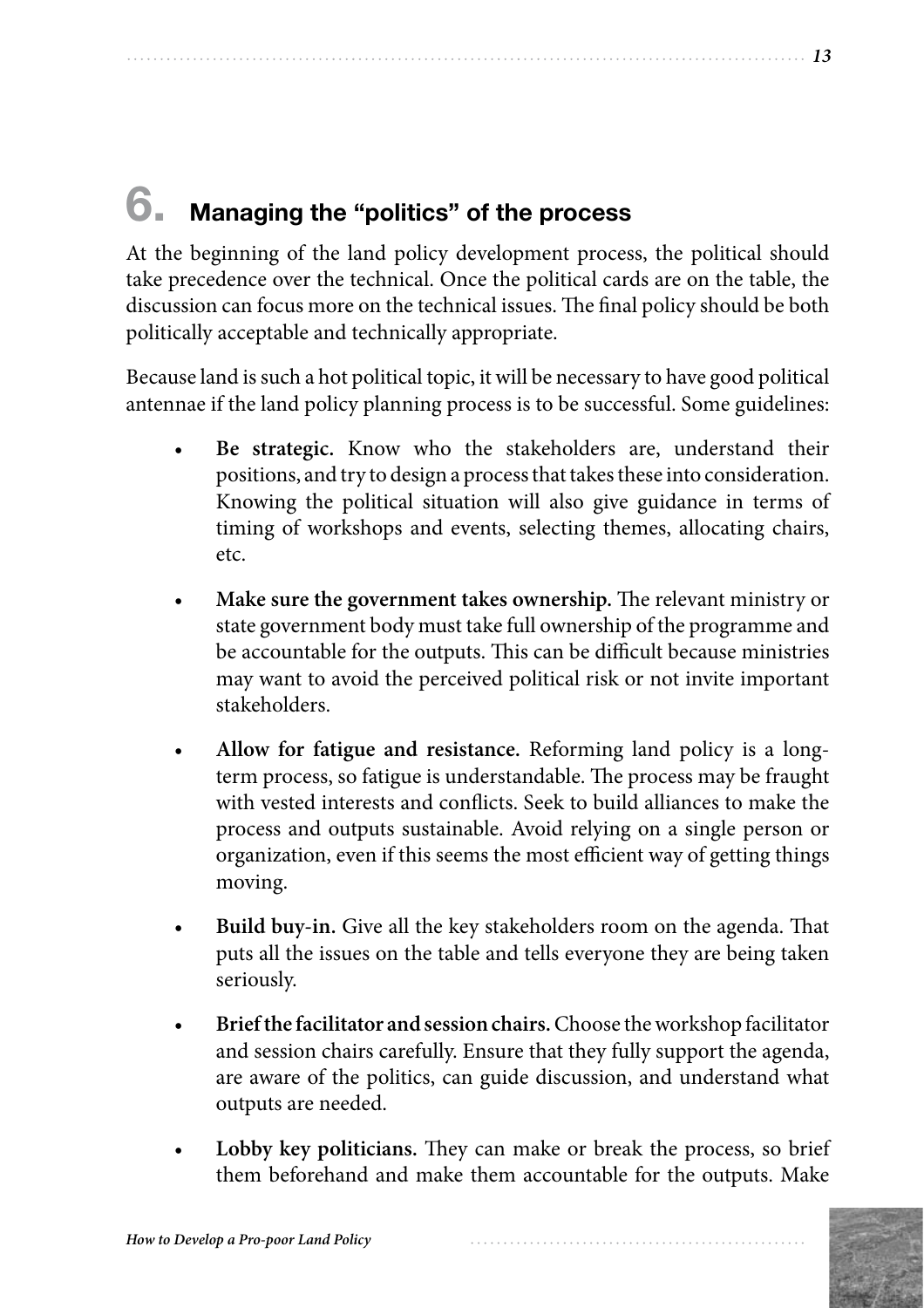# 6. Managing the "politics" of the process

At the beginning of the land policy development process, the political should take precedence over the technical. Once the political cards are on the table, the discussion can focus more on the technical issues. The final policy should be both politically acceptable and technically appropriate.

Because land is such a hot political topic, it will be necessary to have good political antennae if the land policy planning process is to be successful. Some guidelines:

- **Be strategic.** Know who the stakeholders are, understand their positions, and try to design a process that takes these into consideration. Knowing the political situation will also give guidance in terms of timing of workshops and events, selecting themes, allocating chairs, etc.
- **Make sure the government takes ownership.** The relevant ministry or state government body must take full ownership of the programme and be accountable for the outputs. This can be difficult because ministries may want to avoid the perceived political risk or not invite important stakeholders.
- **Allow for fatigue and resistance.** Reforming land policy is a long-term process, so fatigue is understandable. The process may be fraught with vested interests and conflicts. Seek to build alliances to make the process and outputs sustainable. Avoid relying on a single person or organization, even if this seems the most efficient way of getting things moving.
- **Build buy-in.** Give all the key stakeholders room on the agenda. That puts all the issues on the table and tells everyone they are being taken seriously.
- **Brief the facilitator and session chairs.** Choose the workshop facilitator and session chairs carefully. Ensure that they fully support the agenda, are aware of the politics, can guide discussion, and understand what outputs are needed.
- **Lobby key politicians.** They can make or break the process, so brief them beforehand and make them accountable for the outputs. Make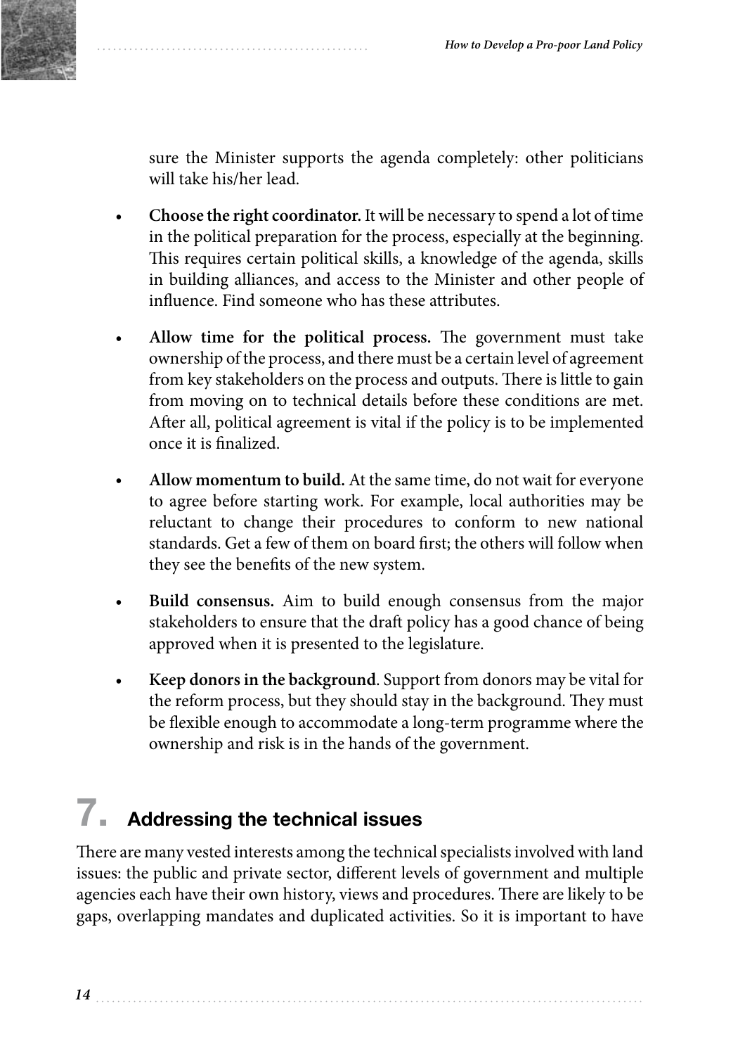sure the Minister supports the agenda completely: other politicians will take his/her lead.

- **Choose the right coordinator.** It will be necessary to spend a lot of time in the political preparation for the process, especially at the beginning. This requires certain political skills, a knowledge of the agenda, skills in building alliances, and access to the Minister and other people of influence. Find someone who has these attributes.
- **Allow time for the political process.** The government must take ownership of the process, and there must be a certain level of agreement from key stakeholders on the process and outputs. There is little to gain from moving on to technical details before these conditions are met. After all, political agreement is vital if the policy is to be implemented once it is finalized.
- **Allow momentum to build.** At the same time, do not wait for everyone to agree before starting work. For example, local authorities may be reluctant to change their procedures to conform to new national standards. Get a few of them on board first; the others will follow when they see the benefits of the new system.
- **Build consensus.** Aim to build enough consensus from the major stakeholders to ensure that the draft policy has a good chance of being approved when it is presented to the legislature.
- **Keep donors in the background**. Support from donors may be vital for the reform process, but they should stay in the background. They must be flexible enough to accommodate a long-term programme where the ownership and risk is in the hands of the government.

## 7. Addressing the technical issues

There are many vested interests among the technical specialists involved with land issues: the public and private sector, different levels of government and multiple agencies each have their own history, views and procedures. There are likely to be gaps, overlapping mandates and duplicated activities. So it is important to have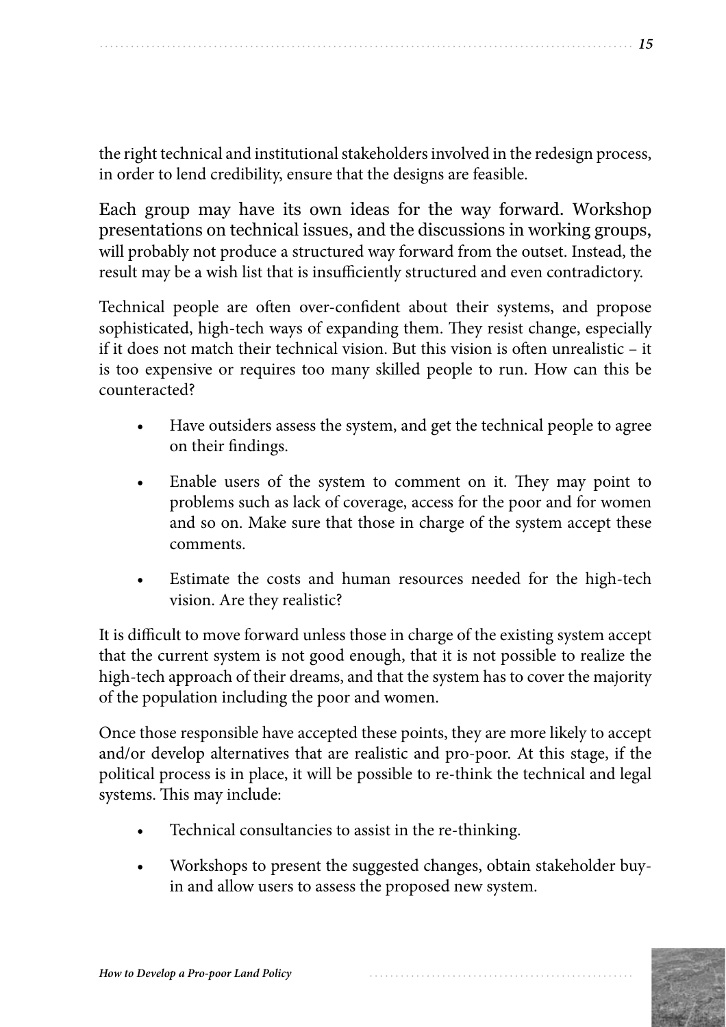the right technical and institutional stakeholders involved in the redesign process, in order to lend credibility, ensure that the designs are feasible.

Each group may have its own ideas for the way forward. Workshop presentations on technical issues, and the discussions in working groups, will probably not produce a structured way forward from the outset. Instead, the result may be a wish list that is insufficiently structured and even contradictory.

Technical people are often over-confident about their systems, and propose sophisticated, high-tech ways of expanding them. They resist change, especially if it does not match their technical vision. But this vision is often unrealistic – it is too expensive or requires too many skilled people to run. How can this be counteracted?

- Have outsiders assess the system, and get the technical people to agree on their findings.
- Enable users of the system to comment on it. They may point to problems such as lack of coverage, access for the poor and for women and so on. Make sure that those in charge of the system accept these comments.
- Estimate the costs and human resources needed for the high-tech vision. Are they realistic?

It is difficult to move forward unless those in charge of the existing system accept that the current system is not good enough, that it is not possible to realize the high-tech approach of their dreams, and that the system has to cover the majority of the population including the poor and women.

Once those responsible have accepted these points, they are more likely to accept and/or develop alternatives that are realistic and pro-poor. At this stage, if the political process is in place, it will be possible to re-think the technical and legal systems. This may include:

- Technical consultancies to assist in the re-thinking.
- Workshops to present the suggested changes, obtain stakeholder buy-in and allow users to assess the proposed new system.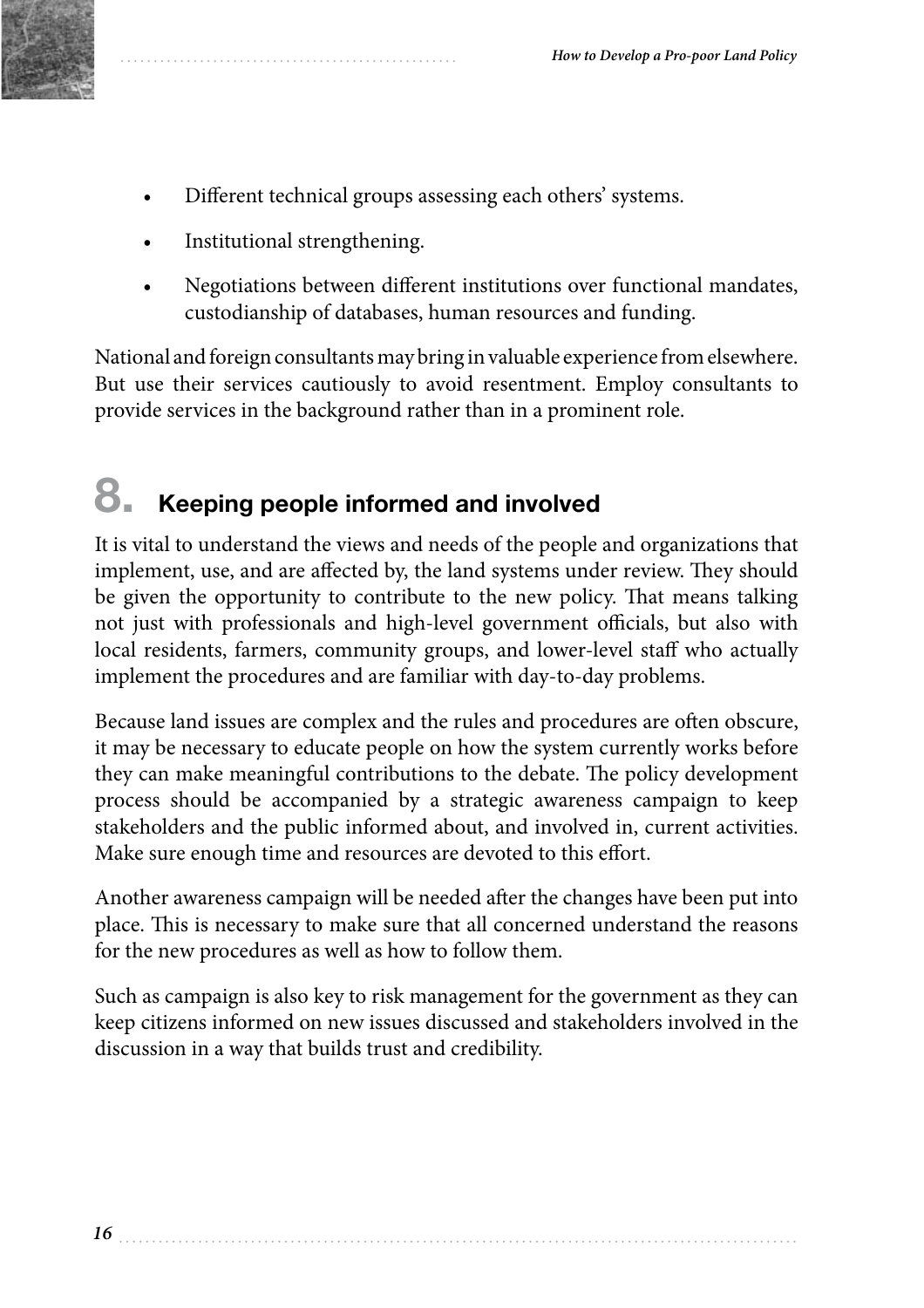- Different technical groups assessing each others' systems.
- Institutional strengthening.
- Negotiations between different institutions over functional mandates, custodianship of databases, human resources and funding.

National and foreign consultants may bring in valuable experience from elsewhere. But use their services cautiously to avoid resentment. Employ consultants to provide services in the background rather than in a prominent role.

## 8. Keeping people informed and involved

It is vital to understand the views and needs of the people and organizations that implement, use, and are affected by, the land systems under review. They should be given the opportunity to contribute to the new policy. That means talking not just with professionals and high-level government officials, but also with local residents, farmers, community groups, and lower-level staff who actually implement the procedures and are familiar with day-to-day problems.

Because land issues are complex and the rules and procedures are often obscure, it may be necessary to educate people on how the system currently works before they can make meaningful contributions to the debate. The policy development process should be accompanied by a strategic awareness campaign to keep stakeholders and the public informed about, and involved in, current activities. Make sure enough time and resources are devoted to this effort.

Another awareness campaign will be needed after the changes have been put into place. This is necessary to make sure that all concerned understand the reasons for the new procedures as well as how to follow them.

Such as campaign is also key to risk management for the government as they can keep citizens informed on new issues discussed and stakeholders involved in the discussion in a way that builds trust and credibility.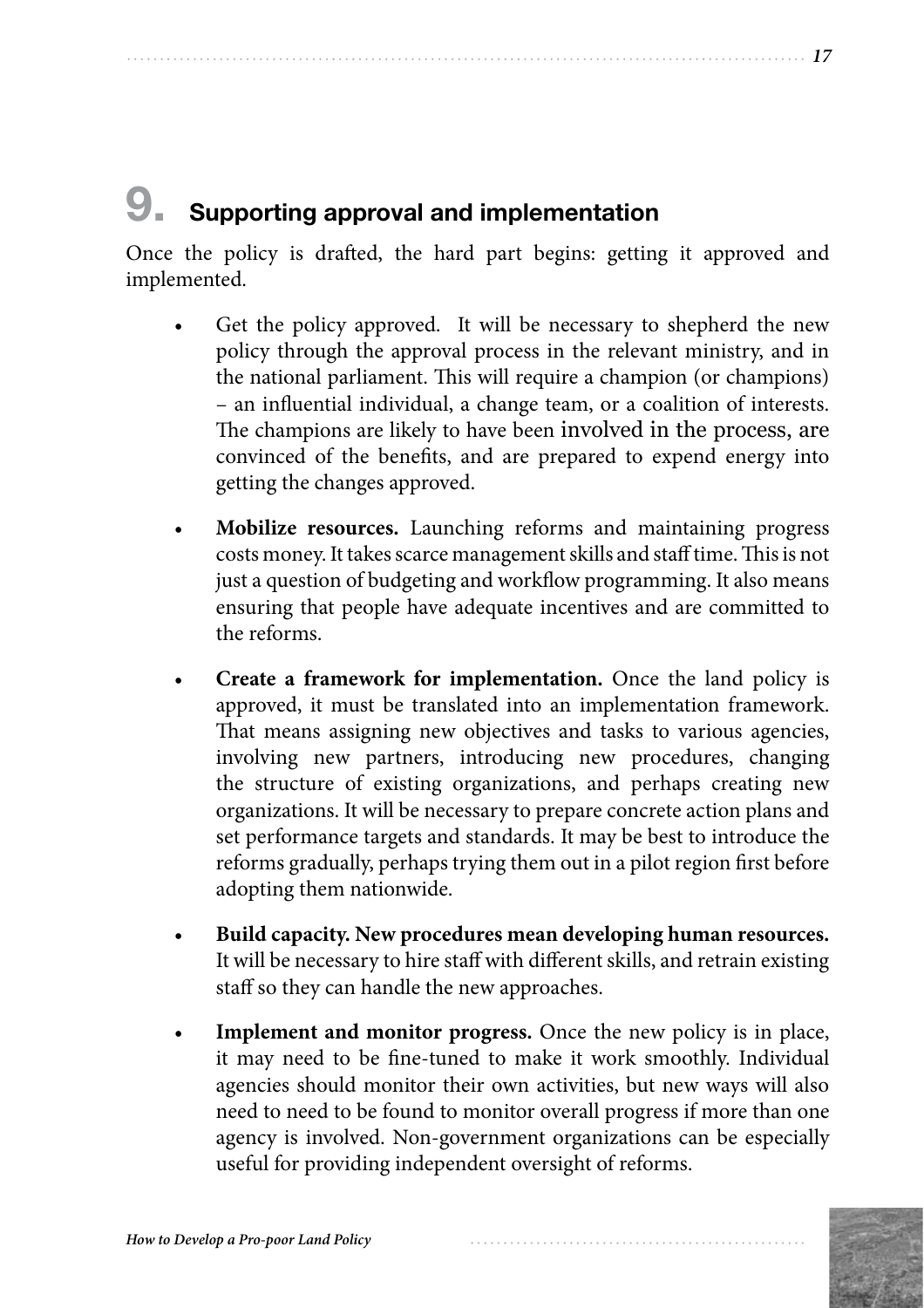## 9. Supporting approval and implementation

Once the policy is drafted, the hard part begins: getting it approved and implemented.

- Get the policy approved. It will be necessary to shepherd the new policy through the approval process in the relevant ministry, and in the national parliament. This will require a champion (or champions) – an influential individual, a change team, or a coalition of interests. The champions are likely to have been involved in the process, are convinced of the benefits, and are prepared to expend energy into getting the changes approved.

- **Mobilize resources.** Launching reforms and maintaining progress costs money. It takes scarce management skills and staff time. This is not just a question of budgeting and workflow programming. It also means ensuring that people have adequate incentives and are committed to the reforms.

- **Create a framework for implementation.** Once the land policy is approved, it must be translated into an implementation framework. That means assigning new objectives and tasks to various agencies, involving new partners, introducing new procedures, changing the structure of existing organizations, and perhaps creating new organizations. It will be necessary to prepare concrete action plans and set performance targets and standards. It may be best to introduce the reforms gradually, perhaps trying them out in a pilot region first before adopting them nationwide.

- **Build capacity. New procedures mean developing human resources.** It will be necessary to hire staff with different skills, and retrain existing staff so they can handle the new approaches.

- **Implement and monitor progress.** Once the new policy is in place, it may need to be fine-tuned to make it work smoothly. Individual agencies should monitor their own activities, but new ways will also need to need to be found to monitor overall progress if more than one agency is involved. Non-government organizations can be especially useful for providing independent oversight of reforms.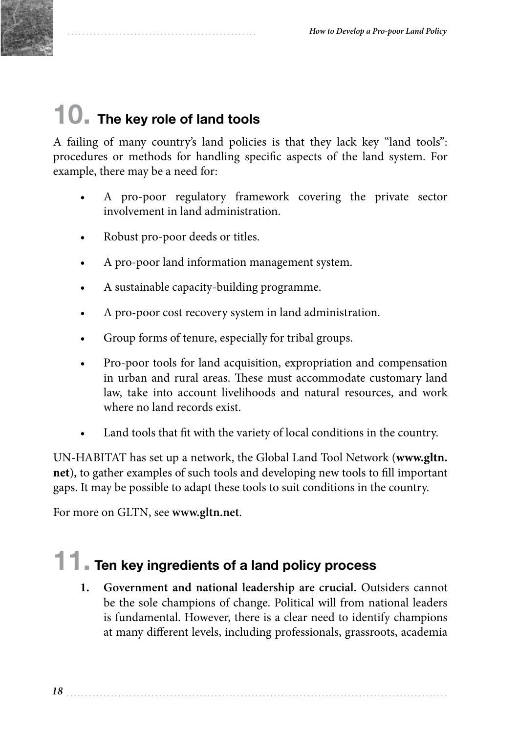## 10. The key role of land tools

A failing of many country's land policies is that they lack key "land tools": procedures or methods for handling specific aspects of the land system. For example, there may be a need for:

- A pro-poor regulatory framework covering the private sector involvement in land administration.
- Robust pro-poor deeds or titles.
- A pro-poor land information management system.
- A sustainable capacity-building programme.
- A pro-poor cost recovery system in land administration.
- Group forms of tenure, especially for tribal groups.
- Pro-poor tools for land acquisition, expropriation and compensation in urban and rural areas. These must accommodate customary land law, take into account livelihoods and natural resources, and work where no land records exist.
- Land tools that fit with the variety of local conditions in the country.

UN-HABITAT has set up a network, the Global Land Tool Network (**www.gltn.net**), to gather examples of such tools and developing new tools to fill important gaps. It may be possible to adapt these tools to suit conditions in the country.

For more on GLTN, see **www.gltn.net**.

## 11. Ten key ingredients of a land policy process

1. **Government and national leadership are crucial.** Outsiders cannot be the sole champions of change. Political will from national leaders is fundamental. However, there is a clear need to identify champions at many different levels, including professionals, grassroots, academia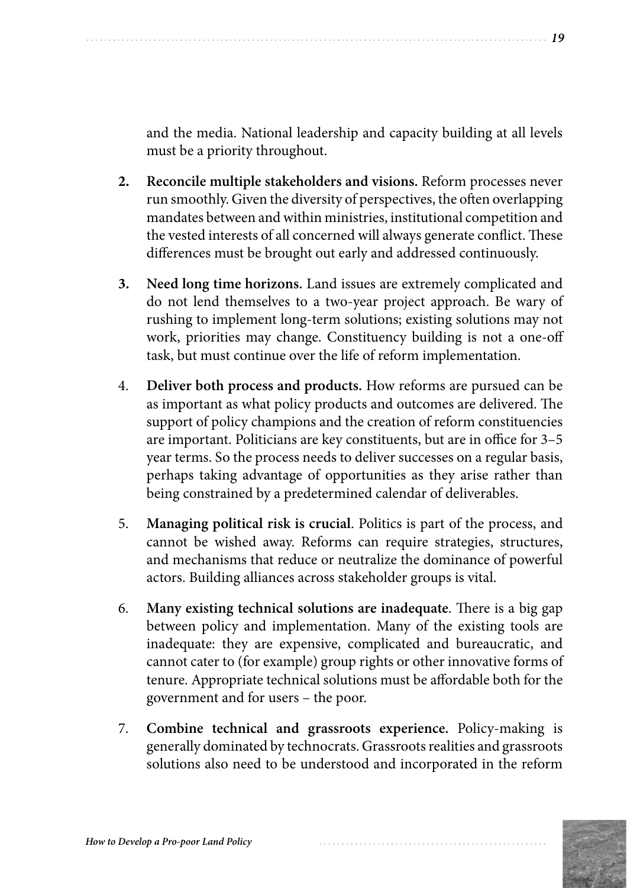and the media. National leadership and capacity building at all levels must be a priority throughout.

2. **Reconcile multiple stakeholders and visions.** Reform processes never run smoothly. Given the diversity of perspectives, the often overlapping mandates between and within ministries, institutional competition and the vested interests of all concerned will always generate conflict. These differences must be brought out early and addressed continuously.

3. **Need long time horizons.** Land issues are extremely complicated and do not lend themselves to a two-year project approach. Be wary of rushing to implement long-term solutions; existing solutions may not work, priorities may change. Constituency building is not a one-off task, but must continue over the life of reform implementation.

4. **Deliver both process and products.** How reforms are pursued can be as important as what policy products and outcomes are delivered. The support of policy champions and the creation of reform constituencies are important. Politicians are key constituents, but are in office for 3–5 year terms. So the process needs to deliver successes on a regular basis, perhaps taking advantage of opportunities as they arise rather than being constrained by a predetermined calendar of deliverables.

5. **Managing political risk is crucial**. Politics is part of the process, and cannot be wished away. Reforms can require strategies, structures, and mechanisms that reduce or neutralize the dominance of powerful actors. Building alliances across stakeholder groups is vital.

6. **Many existing technical solutions are inadequate**. There is a big gap between policy and implementation. Many of the existing tools are inadequate: they are expensive, complicated and bureaucratic, and cannot cater to (for example) group rights or other innovative forms of tenure. Appropriate technical solutions must be affordable both for the government and for users – the poor.

7. **Combine technical and grassroots experience.** Policy-making is generally dominated by technocrats. Grassroots realities and grassroots solutions also need to be understood and incorporated in the reform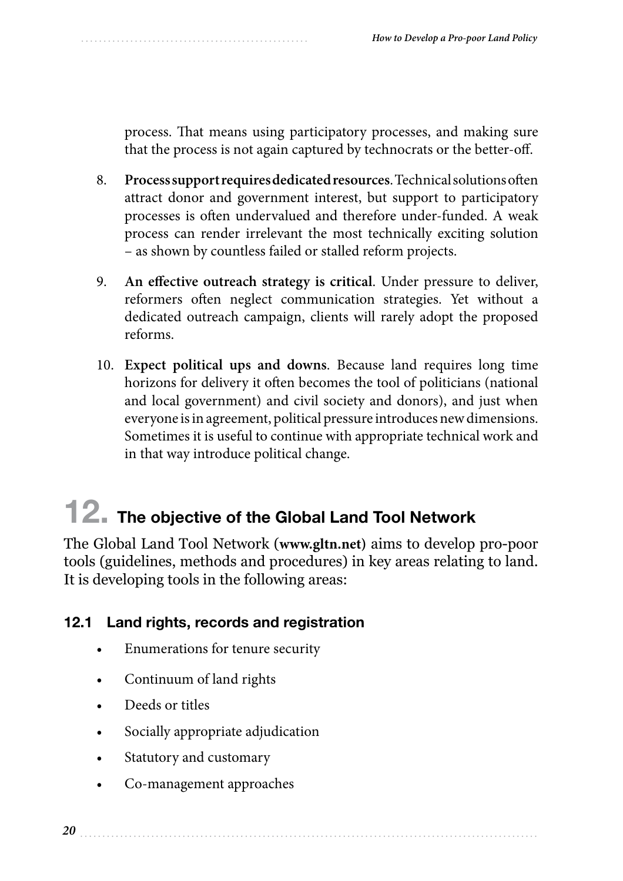process. That means using participatory processes, and making sure that the process is not again captured by technocrats or the better-off.

8. **Process support requires dedicated resources**. Technical solutions often attract donor and government interest, but support to participatory processes is often undervalued and therefore under-funded. A weak process can render irrelevant the most technically exciting solution – as shown by countless failed or stalled reform projects.

9. **An effective outreach strategy is critical**. Under pressure to deliver, reformers often neglect communication strategies. Yet without a dedicated outreach campaign, clients will rarely adopt the proposed reforms.

10. **Expect political ups and downs**. Because land requires long time horizons for delivery it often becomes the tool of politicians (national and local government) and civil society and donors), and just when everyone is in agreement, political pressure introduces new dimensions. Sometimes it is useful to continue with appropriate technical work and in that way introduce political change.

# 12. The objective of the Global Land Tool Network

The Global Land Tool Network (**www.gltn.net**) aims to develop pro-poor tools (guidelines, methods and procedures) in key areas relating to land. It is developing tools in the following areas:

## 12.1 Land rights, records and registration

- Enumerations for tenure security
- Continuum of land rights
- Deeds or titles
- Socially appropriate adjudication
- Statutory and customary
- Co-management approaches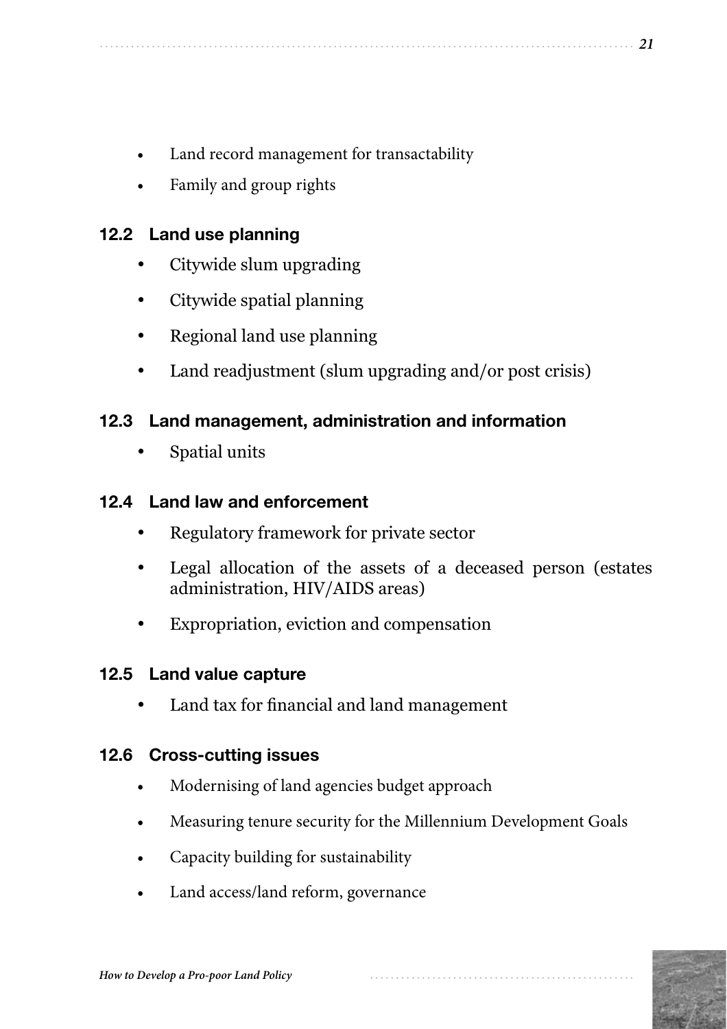- Land record management for transactability
- Family and group rights

### 12.2 Land use planning

- Citywide slum upgrading
- Citywide spatial planning
- Regional land use planning
- Land readjustment (slum upgrading and/or post crisis)

### 12.3 Land management, administration and information

- Spatial units

### 12.4 Land law and enforcement

- Regulatory framework for private sector
- Legal allocation of the assets of a deceased person (estates administration, HIV/AIDS areas)
- Expropriation, eviction and compensation

### 12.5 Land value capture

- Land tax for financial and land management

### 12.6 Cross-cutting issues

- Modernising of land agencies budget approach
- Measuring tenure security for the Millennium Development Goals
- Capacity building for sustainability
- Land access/land reform, governance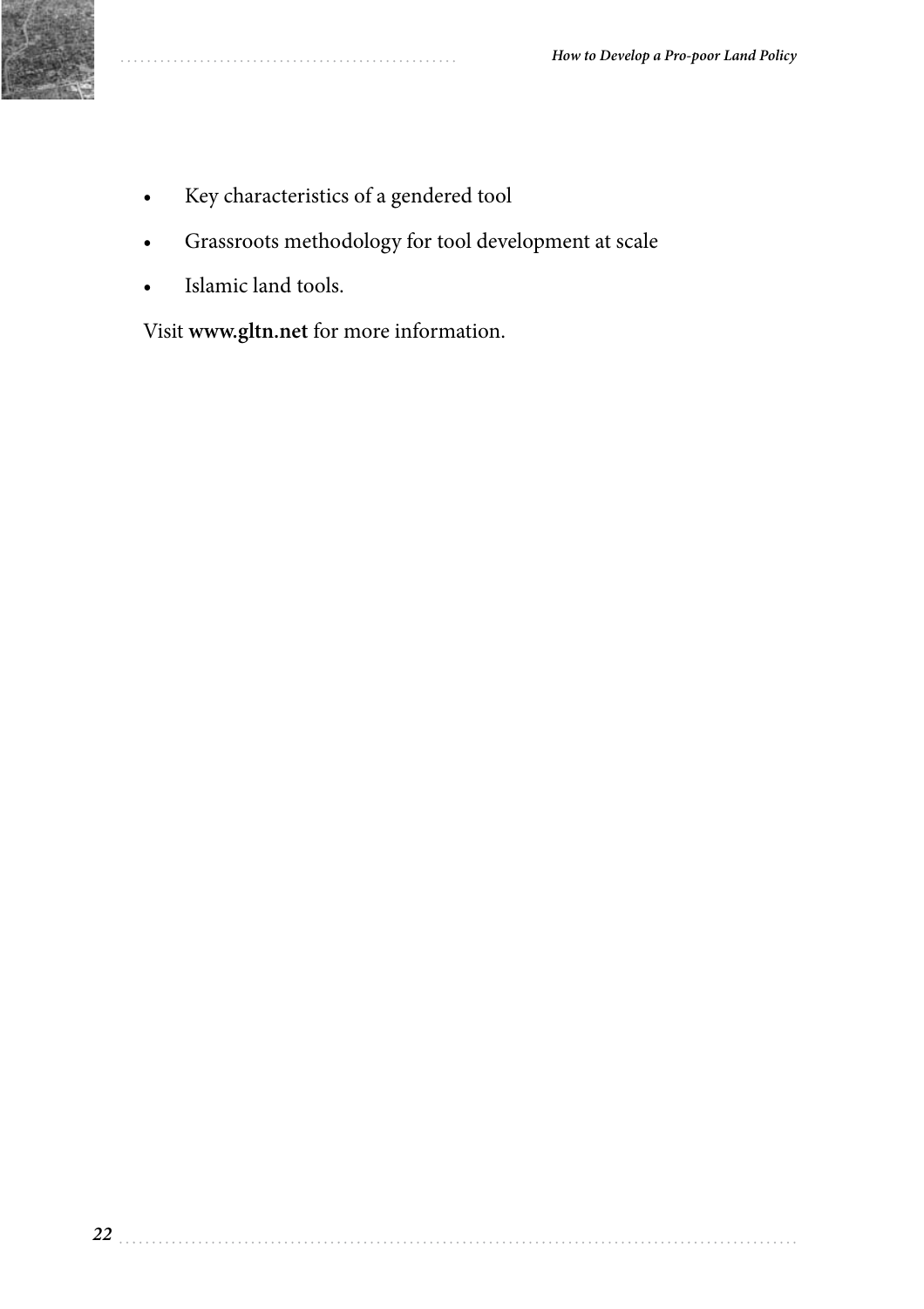- Key characteristics of a gendered tool
- Grassroots methodology for tool development at scale
- Islamic land tools.

Visit **www.gltn.net** for more information.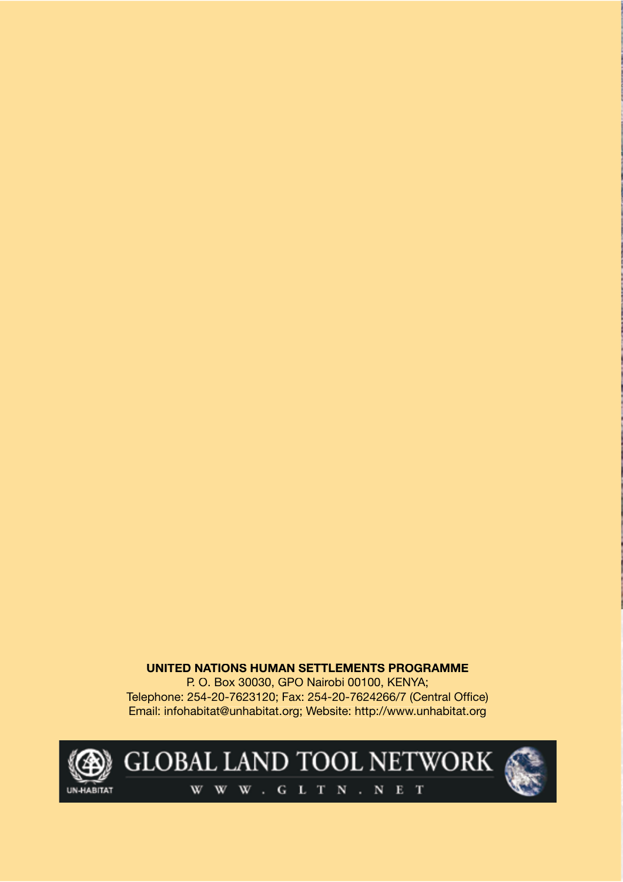**UNITED NATIONS HUMAN SETTLEMENTS PROGRAMME**

P. O. Box 30030, GPO Nairobi 00100, KENYA;
Telephone: 254-20-7623120; Fax: 254-20-7624266/7 (Central Office)
Email: infohabitat@unhabitat.org; Website: http://www.unhabitat.org

UN-HABITAT

GLOBAL LAND TOOL NETWORK

W W W . G L T N . N E T